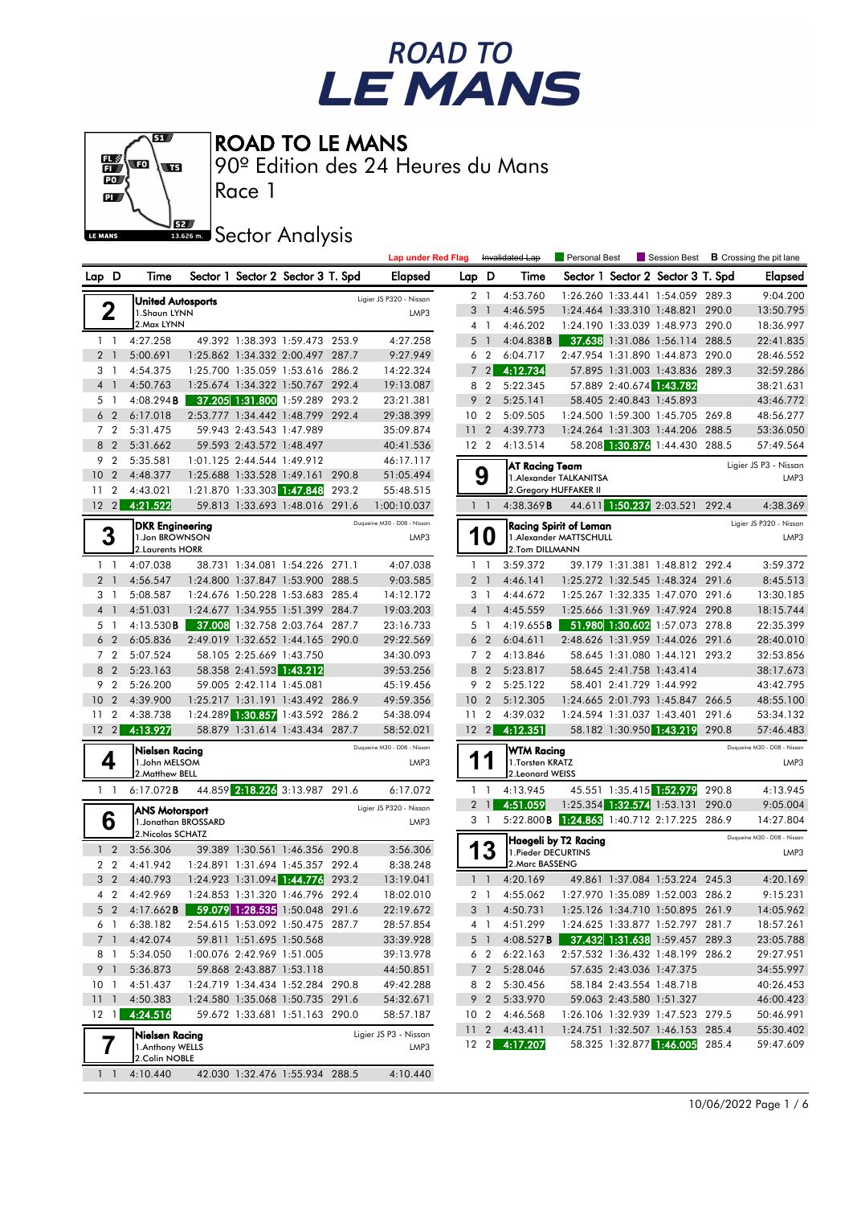# ROAD TO LE MANS

## 90º Edition des 24 Heures du Mans

Race 1

### Sector Analysis

Lap under Red Flag | Invalidated Lap | Personal Best | Session Best | **B** Crossing the pit lane

**2 — United Autosports** — Ligier JS P320 - Nissan — LMP3
1.Shaun LYNN
2.Max LYNN

| Lap | D | Time | Sector 1 | Sector 2 | Sector 3 | T. Spd | Elapsed |
|---|---|---|---|---|---|---|---|
| 1 | 1 | 4:27.258 | 49.392 | 1:38.393 | 1:59.473 | 253.9 | 4:27.258 |
| 2 | 1 | 5:00.691 | 1:25.862 | 1:34.332 | 2:00.497 | 287.7 | 9:27.949 |
| 3 | 1 | 4:54.375 | 1:25.700 | 1:35.059 | 1:53.616 | 286.2 | 14:22.324 |
| 4 | 1 | 4:50.763 | 1:25.674 | 1:34.322 | 1:50.767 | 292.4 | 19:13.087 |
| 5 | 1 | 4:08.294**B** | 37.205 | 1:31.800 | 1:59.289 | 293.2 | 23:21.381 |
| 6 | 2 | 6:17.018 | 2:53.777 | 1:34.442 | 1:48.799 | 292.4 | 29:38.399 |
| 7 | 2 | 5:31.475 | 59.943 | 2:43.543 | 1:47.989 | | 35:09.874 |
| 8 | 2 | 5:31.662 | 59.593 | 2:43.572 | 1:48.497 | | 40:41.536 |
| 9 | 2 | 5:35.581 | 1:01.125 | 2:44.544 | 1:49.912 | | 46:17.117 |
| 10 | 2 | 4:48.377 | 1:25.688 | 1:33.528 | 1:49.161 | 290.8 | 51:05.494 |
| 11 | 2 | 4:43.021 | 1:21.870 | 1:33.303 | 1:47.848 | 293.2 | 55:48.515 |
| 12 | 2 | 4:21.522 | 59.813 | 1:33.693 | 1:48.016 | 291.6 | 1:00:10.037 |

**3 — DKR Engineering** — Duqueine M30 - D08 - Nissan — LMP3
1.Jon BROWNSON
2.Laurents HORR

| Lap | D | Time | Sector 1 | Sector 2 | Sector 3 | T. Spd | Elapsed |
|---|---|---|---|---|---|---|---|
| 1 | 1 | 4:07.038 | 38.731 | 1:34.081 | 1:54.226 | 271.1 | 4:07.038 |
| 2 | 1 | 4:56.547 | 1:24.800 | 1:37.847 | 1:53.900 | 288.5 | 9:03.585 |
| 3 | 1 | 5:08.587 | 1:24.676 | 1:50.228 | 1:53.683 | 285.4 | 14:12.172 |
| 4 | 1 | 4:51.031 | 1:24.677 | 1:34.955 | 1:51.399 | 284.7 | 19:03.203 |
| 5 | 1 | 4:13.530**B** | 37.008 | 1:32.758 | 2:03.764 | 287.7 | 23:16.733 |
| 6 | 2 | 6:05.836 | 2:49.019 | 1:32.652 | 1:44.165 | 290.0 | 29:22.569 |
| 7 | 2 | 5:07.524 | 58.105 | 2:25.669 | 1:43.750 | | 34:30.093 |
| 8 | 2 | 5:23.163 | 58.358 | 2:41.593 | 1:43.212 | | 39:53.256 |
| 9 | 2 | 5:26.200 | 59.005 | 2:42.114 | 1:45.081 | | 45:19.456 |
| 10 | 2 | 4:39.900 | 1:25.217 | 1:31.191 | 1:43.492 | 286.9 | 49:59.356 |
| 11 | 2 | 4:38.738 | 1:24.289 | 1:30.857 | 1:43.592 | 286.2 | 54:38.094 |
| 12 | 2 | 4:13.927 | 58.879 | 1:31.614 | 1:43.434 | 287.7 | 58:52.021 |

**4 — Nielsen Racing** — Duqueine M30 - D08 - Nissan — LMP3
1.John MELSOM
2.Matthew BELL

| Lap | D | Time | Sector 1 | Sector 2 | Sector 3 | T. Spd | Elapsed |
|---|---|---|---|---|---|---|---|
| 1 | 1 | 6:17.072**B** | 44.859 | 2:18.226 | 3:13.987 | 291.6 | 6:17.072 |

**6 — ANS Motorsport** — Ligier JS P320 - Nissan — LMP3
1.Jonathan BROSSARD
2.Nicolas SCHATZ

| Lap | D | Time | Sector 1 | Sector 2 | Sector 3 | T. Spd | Elapsed |
|---|---|---|---|---|---|---|---|
| 1 | 2 | 3:56.306 | 39.389 | 1:30.561 | 1:46.356 | 290.8 | 3:56.306 |
| 2 | 2 | 4:41.942 | 1:24.891 | 1:31.694 | 1:45.357 | 292.4 | 8:38.248 |
| 3 | 2 | 4:40.793 | 1:24.923 | 1:31.094 | 1:44.776 | 293.2 | 13:19.041 |
| 4 | 2 | 4:42.969 | 1:24.853 | 1:31.320 | 1:46.796 | 292.4 | 18:02.010 |
| 5 | 2 | 4:17.662**B** | 59.079 | 1:28.535 | 1:50.048 | 291.6 | 22:19.672 |
| 6 | 1 | 6:38.182 | 2:54.615 | 1:53.092 | 1:50.475 | 287.7 | 28:57.854 |
| 7 | 1 | 4:42.074 | 59.811 | 1:51.695 | 1:50.568 | | 33:39.928 |
| 8 | 1 | 5:34.050 | 1:00.076 | 2:42.969 | 1:51.005 | | 39:13.978 |
| 9 | 1 | 5:36.873 | 59.868 | 2:43.887 | 1:53.118 | | 44:50.851 |
| 10 | 1 | 4:51.437 | 1:24.719 | 1:34.434 | 1:52.284 | 290.8 | 49:42.288 |
| 11 | 1 | 4:50.383 | 1:24.580 | 1:35.068 | 1:50.735 | 291.6 | 54:32.671 |
| 12 | 1 | 4:24.516 | 59.672 | 1:33.681 | 1:51.163 | 290.0 | 58:57.187 |

**7 — Nielsen Racing** — Ligier JS P3 - Nissan — LMP3
1.Anthony WELLS
2.Colin NOBLE

| Lap | D | Time | Sector 1 | Sector 2 | Sector 3 | T. Spd | Elapsed |
|---|---|---|---|---|---|---|---|
| 1 | 1 | 4:10.440 | 42.030 | 1:32.476 | 1:55.934 | 288.5 | 4:10.440 |
| 2 | 1 | 4:53.760 | 1:26.260 | 1:33.441 | 1:54.059 | 289.3 | 9:04.200 |
| 3 | 1 | 4:46.595 | 1:24.464 | 1:33.310 | 1:48.821 | 290.0 | 13:50.795 |
| 4 | 1 | 4:46.202 | 1:24.190 | 1:33.039 | 1:48.973 | 290.0 | 18:36.997 |
| 5 | 1 | 4:04.838**B** | 37.638 | 1:31.086 | 1:56.114 | 288.5 | 22:41.835 |
| 6 | 2 | 6:04.717 | 2:47.954 | 1:31.890 | 1:44.873 | 290.0 | 28:46.552 |
| 7 | 2 | 4:12.734 | 57.895 | 1:31.003 | 1:43.836 | 289.3 | 32:59.286 |
| 8 | 2 | 5:22.345 | 57.889 | 2:40.674 | 1:43.782 | | 38:21.631 |
| 9 | 2 | 5:25.141 | 58.405 | 2:40.843 | 1:45.893 | | 43:46.772 |
| 10 | 2 | 5:09.505 | 1:24.500 | 1:59.300 | 1:45.705 | 269.8 | 48:56.277 |
| 11 | 2 | 4:39.773 | 1:24.264 | 1:31.303 | 1:44.206 | 288.5 | 53:36.050 |
| 12 | 2 | 4:13.514 | 58.208 | 1:30.876 | 1:44.430 | 288.5 | 57:49.564 |

**9 — AT Racing Team** — Ligier JS P3 - Nissan — LMP3
1.Alexander TALKANITSA
2.Gregory HUFFAKER II

| Lap | D | Time | Sector 1 | Sector 2 | Sector 3 | T. Spd | Elapsed |
|---|---|---|---|---|---|---|---|
| 1 | 1 | 4:38.369**B** | 44.611 | 1:50.237 | 2:03.521 | 292.4 | 4:38.369 |

**10 — Racing Spirit of Leman** — Ligier JS P320 - Nissan — LMP3
1.Alexander MATTSCHULL
2.Tom DILLMANN

| Lap | D | Time | Sector 1 | Sector 2 | Sector 3 | T. Spd | Elapsed |
|---|---|---|---|---|---|---|---|
| 1 | 1 | 3:59.372 | 39.179 | 1:31.381 | 1:48.812 | 292.4 | 3:59.372 |
| 2 | 1 | 4:46.141 | 1:25.272 | 1:32.545 | 1:48.324 | 291.6 | 8:45.513 |
| 3 | 1 | 4:44.672 | 1:25.267 | 1:32.335 | 1:47.070 | 291.6 | 13:30.185 |
| 4 | 1 | 4:45.559 | 1:25.666 | 1:31.969 | 1:47.924 | 290.8 | 18:15.744 |
| 5 | 1 | 4:19.655**B** | 51.980 | 1:30.602 | 1:57.073 | 278.8 | 22:35.399 |
| 6 | 2 | 6:04.611 | 2:48.626 | 1:31.959 | 1:44.026 | 291.6 | 28:40.010 |
| 7 | 2 | 4:13.846 | 58.645 | 1:31.080 | 1:44.121 | 293.2 | 32:53.856 |
| 8 | 2 | 5:23.817 | 58.645 | 2:41.758 | 1:43.414 | | 38:17.673 |
| 9 | 2 | 5:25.122 | 58.401 | 2:41.729 | 1:44.992 | | 43:42.795 |
| 10 | 2 | 5:12.305 | 1:24.665 | 2:01.793 | 1:45.847 | 266.5 | 48:55.100 |
| 11 | 2 | 4:39.032 | 1:24.594 | 1:31.037 | 1:43.401 | 291.6 | 53:34.132 |
| 12 | 2 | 4:12.351 | 58.182 | 1:30.950 | 1:43.219 | 290.8 | 57:46.483 |

**11 — WTM Racing** — Duqueine M30 - D08 - Nissan — LMP3
1.Torsten KRATZ
2.Leonard WEISS

| Lap | D | Time | Sector 1 | Sector 2 | Sector 3 | T. Spd | Elapsed |
|---|---|---|---|---|---|---|---|
| 1 | 1 | 4:13.945 | 45.551 | 1:35.415 | 1:52.979 | 290.8 | 4:13.945 |
| 2 | 1 | 4:51.059 | 1:25.354 | 1:32.574 | 1:53.131 | 290.0 | 9:05.004 |
| 3 | 1 | 5:22.800**B** | 1:24.863 | 1:40.712 | 2:17.225 | 286.9 | 14:27.804 |

**13 — Haegeli by T2 Racing** — Duqueine M30 - D08 - Nissan — LMP3
1.Pieder DECURTINS
2.Marc BASSENG

| Lap | D | Time | Sector 1 | Sector 2 | Sector 3 | T. Spd | Elapsed |
|---|---|---|---|---|---|---|---|
| 1 | 1 | 4:20.169 | 49.861 | 1:37.084 | 1:53.224 | 245.3 | 4:20.169 |
| 2 | 1 | 4:55.062 | 1:27.970 | 1:35.089 | 1:52.003 | 286.2 | 9:15.231 |
| 3 | 1 | 4:50.731 | 1:25.126 | 1:34.710 | 1:50.895 | 261.9 | 14:05.962 |
| 4 | 1 | 4:51.299 | 1:24.625 | 1:33.877 | 1:52.797 | 281.7 | 18:57.261 |
| 5 | 1 | 4:08.527**B** | 37.432 | 1:31.638 | 1:59.457 | 289.3 | 23:05.788 |
| 6 | 2 | 6:22.163 | 2:57.532 | 1:36.432 | 1:48.199 | 286.2 | 29:27.951 |
| 7 | 2 | 5:28.046 | 57.635 | 2:43.036 | 1:47.375 | | 34:55.997 |
| 8 | 2 | 5:30.456 | 58.184 | 2:43.554 | 1:48.718 | | 40:26.453 |
| 9 | 2 | 5:33.970 | 59.063 | 2:43.580 | 1:51.327 | | 46:00.423 |
| 10 | 2 | 4:46.568 | 1:26.106 | 1:32.939 | 1:47.523 | 279.5 | 50:46.991 |
| 11 | 2 | 4:43.411 | 1:24.751 | 1:32.507 | 1:46.153 | 285.4 | 55:30.402 |
| 12 | 2 | 4:17.207 | 58.325 | 1:32.877 | 1:46.005 | 285.4 | 59:47.609 |

10/06/2022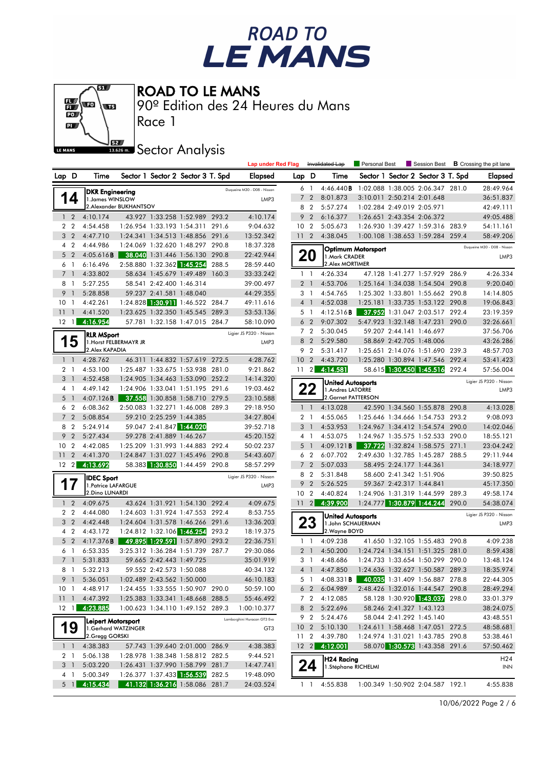# ROAD TO LE MANS

90º Edition des 24 Heures du Mans

Race 1

## Sector Analysis

Lap under Red Flag | Invalidated Lap | Personal Best | Session Best | **B** Crossing the pit lane

### 14 — DKR Engineering — Duqueine M30 - D08 - Nissan — LMP3
1.James WINSLOW
2.Alexander BUKHANTSOV

| Lap | D | Time | Sector 1 | Sector 2 | Sector 3 | T. Spd | Elapsed |
|---|---|---|---|---|---|---|---|
| 1 | 2 | 4:10.174 | 43.927 | 1:33.258 | 1:52.989 | 293.2 | 4:10.174 |
| 2 | 2 | 4:54.458 | 1:26.954 | 1:33.193 | 1:54.311 | 291.6 | 9:04.632 |
| 3 | 2 | 4:47.710 | 1:24.341 | 1:34.513 | 1:48.856 | 291.6 | 13:52.342 |
| 4 | 2 | 4:44.986 | 1:24.069 | 1:32.620 | 1:48.297 | 290.8 | 18:37.328 |
| 5 | 2 | 4:05.616**B** | 38.040 | 1:31.446 | 1:56.130 | 290.8 | 22:42.944 |
| 6 | 1 | 6:16.496 | 2:58.880 | 1:32.362 | 1:45.254 | 288.5 | 28:59.440 |
| 7 | 1 | 4:33.802 | 58.634 | 1:45.679 | 1:49.489 | 160.3 | 33:33.242 |
| 8 | 1 | 5:27.255 | 58.541 | 2:42.400 | 1:46.314 | | 39:00.497 |
| 9 | 1 | 5:28.858 | 59.237 | 2:41.581 | 1:48.040 | | 44:29.355 |
| 10 | 1 | 4:42.261 | 1:24.828 | 1:30.911 | 1:46.522 | 284.7 | 49:11.616 |
| 11 | 1 | 4:41.520 | 1:23.625 | 1:32.350 | 1:45.545 | 289.3 | 53:53.136 |
| 12 | 1 | 4:16.954 | 57.781 | 1:32.158 | 1:47.015 | 284.7 | 58:10.090 |

### 15 — RLR MSport — Ligier JS P320 - Nissan — LMP3
1.Horst FELBERMAYR JR
2.Alex KAPADIA

| Lap | D | Time | Sector 1 | Sector 2 | Sector 3 | T. Spd | Elapsed |
|---|---|---|---|---|---|---|---|
| 1 | 1 | 4:28.762 | 46.311 | 1:44.832 | 1:57.619 | 272.5 | 4:28.762 |
| 2 | 1 | 4:53.100 | 1:25.487 | 1:33.675 | 1:53.938 | 281.0 | 9:21.862 |
| 3 | 1 | 4:52.458 | 1:24.905 | 1:34.463 | 1:53.090 | 252.2 | 14:14.320 |
| 4 | 1 | 4:49.142 | 1:24.906 | 1:33.041 | 1:51.195 | 291.6 | 19:03.462 |
| 5 | 1 | 4:07.126**B** | 37.558 | 1:30.858 | 1:58.710 | 279.5 | 23:10.588 |
| 6 | 2 | 6:08.362 | 2:50.083 | 1:32.271 | 1:46.008 | 289.3 | 29:18.950 |
| 7 | 2 | 5:08.854 | 59.210 | 2:25.259 | 1:44.385 | | 34:27.804 |
| 8 | 2 | 5:24.914 | 59.047 | 2:41.847 | 1:44.020 | | 39:52.718 |
| 9 | 2 | 5:27.434 | 59.278 | 2:41.889 | 1:46.267 | | 45:20.152 |
| 10 | 2 | 4:42.085 | 1:25.209 | 1:31.993 | 1:44.883 | 292.4 | 50:02.237 |
| 11 | 2 | 4:41.370 | 1:24.847 | 1:31.027 | 1:45.496 | 290.8 | 54:43.607 |
| 12 | 2 | 4:13.692 | 58.383 | 1:30.850 | 1:44.459 | 290.8 | 58:57.299 |

### 17 — IDEC Sport — Ligier JS P320 - Nissan — LMP3
1.Patrice LAFARGUE
2.Dino LUNARDI

| Lap | D | Time | Sector 1 | Sector 2 | Sector 3 | T. Spd | Elapsed |
|---|---|---|---|---|---|---|---|
| 1 | 2 | 4:09.675 | 43.624 | 1:31.921 | 1:54.130 | 292.4 | 4:09.675 |
| 2 | 2 | 4:44.080 | 1:24.603 | 1:31.924 | 1:47.553 | 292.4 | 8:53.755 |
| 3 | 2 | 4:42.448 | 1:24.604 | 1:31.578 | 1:46.266 | 291.6 | 13:36.203 |
| 4 | 2 | 4:43.172 | 1:24.812 | 1:32.106 | 1:46.254 | 293.2 | 18:19.375 |
| 5 | 2 | 4:17.376**B** | 49.895 | 1:29.591 | 1:57.890 | 293.2 | 22:36.751 |
| 6 | 1 | 6:53.335 | 3:25.312 | 1:36.284 | 1:51.739 | 287.7 | 29:30.086 |
| 7 | 1 | 5:31.833 | 59.665 | 2:42.443 | 1:49.725 | | 35:01.919 |
| 8 | 1 | 5:32.213 | 59.552 | 2:42.573 | 1:50.088 | | 40:34.132 |
| 9 | 1 | 5:36.051 | 1:02.489 | 2:43.562 | 1:50.000 | | 46:10.183 |
| 10 | 1 | 4:48.917 | 1:24.455 | 1:33.555 | 1:50.907 | 290.0 | 50:59.100 |
| 11 | 1 | 4:47.392 | 1:25.383 | 1:33.341 | 1:48.668 | 288.5 | 55:46.492 |
| 12 | 1 | 4:23.885 | 1:00.623 | 1:34.110 | 1:49.152 | 289.3 | 1:00:10.377 |

### 19 — Leipert Motorsport — Lamborghini Huracan GT3 Evo — GT3
1.Gerhard WATZINGER
2.Gregg GORSKI

| Lap | D | Time | Sector 1 | Sector 2 | Sector 3 | T. Spd | Elapsed |
|---|---|---|---|---|---|---|---|
| 1 | 1 | 4:38.383 | 57.743 | 1:39.640 | 2:01.000 | 286.9 | 4:38.383 |
| 2 | 1 | 5:06.138 | 1:28.978 | 1:38.348 | 1:58.812 | 282.5 | 9:44.521 |
| 3 | 1 | 5:03.220 | 1:26.431 | 1:37.990 | 1:58.799 | 281.7 | 14:47.741 |
| 4 | 1 | 5:00.349 | 1:26.377 | 1:37.433 | 1:56.539 | 282.5 | 19:48.090 |
| 5 | 1 | 4:15.434 | 41.132 | 1:36.216 | 1:58.086 | 281.7 | 24:03.524 |
| 6 | 1 | 4:46.440**B** | 1:02.088 | 1:38.005 | 2:06.347 | 281.0 | 28:49.964 |
| 7 | 2 | 8:01.873 | 3:10.011 | 2:50.214 | 2:01.648 | | 36:51.837 |
| 8 | 2 | 5:57.274 | 1:02.284 | 2:49.019 | 2:05.971 | | 42:49.111 |
| 9 | 2 | 6:16.377 | 1:26.651 | 2:43.354 | 2:06.372 | | 49:05.488 |
| 10 | 2 | 5:05.673 | 1:26.930 | 1:39.427 | 1:59.316 | 283.9 | 54:11.161 |
| 11 | 2 | 4:38.045 | 1:00.108 | 1:38.653 | 1:59.284 | 259.4 | 58:49.206 |

### 20 — Optimum Motorsport — Duqueine M30 - D08 - Nissan — LMP3
1.Mark CRADER
2.Alex MORTIMER

| Lap | D | Time | Sector 1 | Sector 2 | Sector 3 | T. Spd | Elapsed |
|---|---|---|---|---|---|---|---|
| 1 | 1 | 4:26.334 | 47.128 | 1:41.277 | 1:57.929 | 286.9 | 4:26.334 |
| 2 | 1 | 4:53.706 | 1:25.164 | 1:34.038 | 1:54.504 | 290.8 | 9:20.040 |
| 3 | 1 | 4:54.765 | 1:25.302 | 1:33.801 | 1:55.662 | 290.8 | 14:14.805 |
| 4 | 1 | 4:52.038 | 1:25.181 | 1:33.735 | 1:53.122 | 290.8 | 19:06.843 |
| 5 | 1 | 4:12.516**B** | 37.952 | 1:31.047 | 2:03.517 | 292.4 | 23:19.359 |
| 6 | 2 | 9:07.302 | 5:47.923 | 1:32.148 | 1:47.231 | 290.0 | 32:26.661 |
| 7 | 2 | 5:30.045 | 59.207 | 2:44.141 | 1:46.697 | | 37:56.706 |
| 8 | 2 | 5:29.580 | 58.869 | 2:42.705 | 1:48.006 | | 43:26.286 |
| 9 | 2 | 5:31.417 | 1:25.651 | 2:14.076 | 1:51.690 | 239.3 | 48:57.703 |
| 10 | 2 | 4:43.720 | 1:25.280 | 1:30.894 | 1:47.546 | 292.4 | 53:41.423 |
| 11 | 2 | 4:14.581 | 58.615 | 1:30.450 | 1:45.516 | 292.4 | 57:56.004 |

### 22 — United Autosports — Ligier JS P320 - Nissan — LMP3
1.Andres LATORRE
2.Garnet PATTERSON

| Lap | D | Time | Sector 1 | Sector 2 | Sector 3 | T. Spd | Elapsed |
|---|---|---|---|---|---|---|---|
| 1 | 1 | 4:13.028 | 42.590 | 1:34.560 | 1:55.878 | 290.8 | 4:13.028 |
| 2 | 1 | 4:55.065 | 1:25.646 | 1:34.666 | 1:54.753 | 293.2 | 9:08.093 |
| 3 | 1 | 4:53.953 | 1:24.967 | 1:34.412 | 1:54.574 | 290.0 | 14:02.046 |
| 4 | 1 | 4:53.075 | 1:24.967 | 1:35.575 | 1:52.533 | 290.0 | 18:55.121 |
| 5 | 1 | 4:09.121**B** | 37.722 | 1:32.824 | 1:58.575 | 271.1 | 23:04.242 |
| 6 | 2 | 6:07.702 | 2:49.630 | 1:32.785 | 1:45.287 | 288.5 | 29:11.944 |
| 7 | 2 | 5:07.033 | 58.495 | 2:24.177 | 1:44.361 | | 34:18.977 |
| 8 | 2 | 5:31.848 | 58.600 | 2:41.342 | 1:51.906 | | 39:50.825 |
| 9 | 2 | 5:26.525 | 59.367 | 2:42.317 | 1:44.841 | | 45:17.350 |
| 10 | 2 | 4:40.824 | 1:24.906 | 1:31.319 | 1:44.599 | 289.3 | 49:58.174 |
| 11 | 2 | 4:39.900 | 1:24.777 | 1:30.879 | 1:44.244 | 290.0 | 54:38.074 |

### 23 — United Autosports — Ligier JS P320 - Nissan — LMP3
1.John SCHAUERMAN
2.Wayne BOYD

| Lap | D | Time | Sector 1 | Sector 2 | Sector 3 | T. Spd | Elapsed |
|---|---|---|---|---|---|---|---|
| 1 | 1 | 4:09.238 | 41.650 | 1:32.105 | 1:55.483 | 290.8 | 4:09.238 |
| 2 | 1 | 4:50.200 | 1:24.724 | 1:34.151 | 1:51.325 | 281.0 | 8:59.438 |
| 3 | 1 | 4:48.686 | 1:24.733 | 1:33.654 | 1:50.299 | 290.0 | 13:48.124 |
| 4 | 1 | 4:47.850 | 1:24.636 | 1:32.627 | 1:50.587 | 289.3 | 18:35.974 |
| 5 | 1 | 4:08.331**B** | 40.035 | 1:31.409 | 1:56.887 | 278.8 | 22:44.305 |
| 6 | 2 | 6:04.989 | 2:48.426 | 1:32.016 | 1:44.547 | 290.8 | 28:49.294 |
| 7 | 2 | 4:12.085 | 58.128 | 1:30.920 | 1:43.037 | 298.0 | 33:01.379 |
| 8 | 2 | 5:22.696 | 58.246 | 2:41.327 | 1:43.123 | | 38:24.075 |
| 9 | 2 | 5:24.476 | 58.044 | 2:41.292 | 1:45.140 | | 43:48.551 |
| 10 | 2 | 5:10.130 | 1:24.611 | 1:58.468 | 1:47.051 | 272.5 | 48:58.681 |
| 11 | 2 | 4:39.780 | 1:24.974 | 1:31.021 | 1:43.785 | 290.8 | 53:38.461 |
| 12 | 2 | 4:12.001 | 58.070 | 1:30.573 | 1:43.358 | 291.6 | 57:50.462 |

### 24 — H24 Racing — H24 — INN
1.Stéphane RICHELMI

| Lap | D | Time | Sector 1 | Sector 2 | Sector 3 | T. Spd | Elapsed |
|---|---|---|---|---|---|---|---|
| 1 | 1 | 4:55.838 | 1:00.349 | 1:50.902 | 2:04.587 | 192.1 | 4:55.838 |

10/06/2022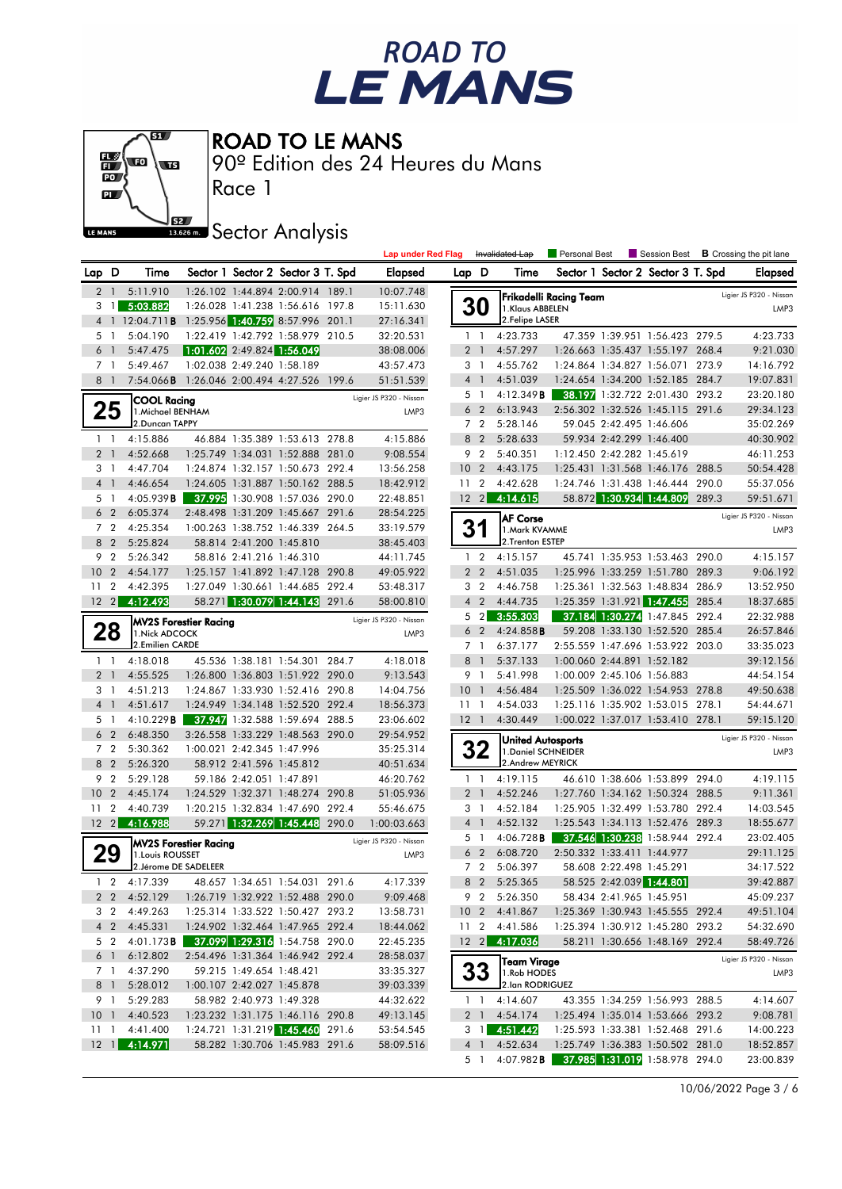# ROAD TO LE MANS

90º Edition des 24 Heures du Mans

Race 1

## Sector Analysis

Lap under Red Flag | Invalidated Lap | Personal Best | Session Best | **B** Crossing the pit lane

| Lap | D | Time | Sector 1 | Sector 2 | Sector 3 | T. Spd | Elapsed |
|---|---|---|---|---|---|---|---|
| 2 | 1 | 5:11.910 | 1:26.102 | 1:44.894 | 2:00.914 | 189.1 | 10:07.748 |
| 3 | 1 | 5:03.882 | 1:26.028 | 1:41.238 | 1:56.616 | 197.8 | 15:11.630 |
| 4 | 1 | 12:04.711 **B** | 1:25.956 | 1:40.759 | 8:57.996 | 201.1 | 27:16.341 |
| 5 | 1 | 5:04.190 | 1:22.419 | 1:42.792 | 1:58.979 | 210.5 | 32:20.531 |
| 6 | 1 | 5:47.475 | 1:01.602 | 2:49.824 | 1:56.049 | | 38:08.006 |
| 7 | 1 | 5:49.467 | 1:02.038 | 2:49.240 | 1:58.189 | | 43:57.473 |
| 8 | 1 | 7:54.066 **B** | 1:26.046 | 2:00.494 | 4:27.526 | 199.6 | 51:51.539 |

### 25 COOL Racing — Ligier JS P320 - Nissan — LMP3
1.Michael BENHAM
2.Duncan TAPPY

| Lap | D | Time | Sector 1 | Sector 2 | Sector 3 | T. Spd | Elapsed |
|---|---|---|---|---|---|---|---|
| 1 | 1 | 4:15.886 | 46.884 | 1:35.389 | 1:53.613 | 278.8 | 4:15.886 |
| 2 | 1 | 4:52.668 | 1:25.749 | 1:34.031 | 1:52.888 | 281.0 | 9:08.554 |
| 3 | 1 | 4:47.704 | 1:24.874 | 1:32.157 | 1:50.673 | 292.4 | 13:56.258 |
| 4 | 1 | 4:46.654 | 1:24.605 | 1:31.887 | 1:50.162 | 288.5 | 18:42.912 |
| 5 | 1 | 4:05.939 **B** | 37.995 | 1:30.908 | 1:57.036 | 290.0 | 22:48.851 |
| 6 | 2 | 6:05.374 | 2:48.498 | 1:31.209 | 1:45.667 | 291.6 | 28:54.225 |
| 7 | 2 | 4:25.354 | 1:00.263 | 1:38.752 | 1:46.339 | 264.5 | 33:19.579 |
| 8 | 2 | 5:25.824 | 58.814 | 2:41.200 | 1:45.810 | | 38:45.403 |
| 9 | 2 | 5:26.342 | 58.816 | 2:41.216 | 1:46.310 | | 44:11.745 |
| 10 | 2 | 4:54.177 | 1:25.157 | 1:41.892 | 1:47.128 | 290.8 | 49:05.922 |
| 11 | 2 | 4:42.395 | 1:27.049 | 1:30.661 | 1:44.685 | 292.4 | 53:48.317 |
| 12 | 2 | 4:12.493 | 58.271 | 1:30.079 | 1:44.143 | 291.6 | 58:00.810 |

### 28 MV2S Forestier Racing — Ligier JS P320 - Nissan — LMP3
1.Nick ADCOCK
2.Emilien CARDE

| Lap | D | Time | Sector 1 | Sector 2 | Sector 3 | T. Spd | Elapsed |
|---|---|---|---|---|---|---|---|
| 1 | 1 | 4:18.018 | 45.536 | 1:38.181 | 1:54.301 | 284.7 | 4:18.018 |
| 2 | 1 | 4:55.525 | 1:26.800 | 1:36.803 | 1:51.922 | 290.0 | 9:13.543 |
| 3 | 1 | 4:51.213 | 1:24.867 | 1:33.930 | 1:52.416 | 290.8 | 14:04.756 |
| 4 | 1 | 4:51.617 | 1:24.949 | 1:34.148 | 1:52.520 | 292.4 | 18:56.373 |
| 5 | 1 | 4:10.229 **B** | 37.947 | 1:32.588 | 1:59.694 | 288.5 | 23:06.602 |
| 6 | 2 | 6:48.350 | 3:26.558 | 1:33.229 | 1:48.563 | 290.0 | 29:54.952 |
| 7 | 2 | 5:30.362 | 1:00.021 | 2:42.345 | 1:47.996 | | 35:25.314 |
| 8 | 2 | 5:26.320 | 58.912 | 2:41.596 | 1:45.812 | | 40:51.634 |
| 9 | 2 | 5:29.128 | 59.186 | 2:42.051 | 1:47.891 | | 46:20.762 |
| 10 | 2 | 4:45.174 | 1:24.529 | 1:32.371 | 1:48.274 | 290.8 | 51:05.936 |
| 11 | 2 | 4:40.739 | 1:20.215 | 1:32.834 | 1:47.690 | 292.4 | 55:46.675 |
| 12 | 2 | 4:16.988 | 59.271 | 1:32.269 | 1:45.448 | 290.0 | 1:00:03.663 |

### 29 MV2S Forestier Racing — Ligier JS P320 - Nissan — LMP3
1.Louis ROUSSET
2.Jérome DE SADELEER

| Lap | D | Time | Sector 1 | Sector 2 | Sector 3 | T. Spd | Elapsed |
|---|---|---|---|---|---|---|---|
| 1 | 2 | 4:17.339 | 48.657 | 1:34.651 | 1:54.031 | 291.6 | 4:17.339 |
| 2 | 2 | 4:52.129 | 1:26.719 | 1:32.922 | 1:52.488 | 290.0 | 9:09.468 |
| 3 | 2 | 4:49.263 | 1:25.314 | 1:33.522 | 1:50.427 | 293.2 | 13:58.731 |
| 4 | 2 | 4:45.331 | 1:24.902 | 1:32.462 | 1:47.965 | 292.4 | 18:44.062 |
| 5 | 2 | 4:01.173 **B** | 37.099 | 1:29.316 | 1:54.758 | 290.0 | 22:45.235 |
| 6 | 1 | 6:12.802 | 2:54.496 | 1:31.364 | 1:46.942 | 292.4 | 28:58.037 |
| 7 | 1 | 4:37.290 | 59.215 | 1:49.654 | 1:48.421 | | 33:35.327 |
| 8 | 1 | 5:28.012 | 1:00.107 | 2:42.027 | 1:45.878 | | 39:03.339 |
| 9 | 1 | 5:29.283 | 58.982 | 2:40.973 | 1:49.328 | | 44:32.622 |
| 10 | 1 | 4:40.523 | 1:23.232 | 1:31.175 | 1:46.116 | 290.8 | 49:13.145 |
| 11 | 1 | 4:41.400 | 1:24.721 | 1:31.219 | 1:45.460 | 291.6 | 53:54.545 |
| 12 | 1 | 4:14.971 | 58.282 | 1:30.706 | 1:45.983 | 291.6 | 58:09.516 |

### 30 Frikadelli Racing Team — Ligier JS P320 - Nissan — LMP3
1.Klaus ABBELEN
2.Felipe LASER

| Lap | D | Time | Sector 1 | Sector 2 | Sector 3 | T. Spd | Elapsed |
|---|---|---|---|---|---|---|---|
| 1 | 1 | 4:23.733 | 47.359 | 1:39.951 | 1:56.423 | 279.5 | 4:23.733 |
| 2 | 1 | 4:57.297 | 1:26.663 | 1:35.437 | 1:55.197 | 268.4 | 9:21.030 |
| 3 | 1 | 4:55.762 | 1:24.864 | 1:34.827 | 1:56.071 | 273.9 | 14:16.792 |
| 4 | 1 | 4:51.039 | 1:24.654 | 1:34.200 | 1:52.185 | 284.7 | 19:07.831 |
| 5 | 1 | 4:12.349 **B** | 38.197 | 1:32.722 | 2:01.430 | 293.2 | 23:20.180 |
| 6 | 2 | 6:13.943 | 2:56.302 | 1:32.526 | 1:45.115 | 291.6 | 29:34.123 |
| 7 | 2 | 5:28.146 | 59.045 | 2:42.495 | 1:46.606 | | 35:02.269 |
| 8 | 2 | 5:28.633 | 59.934 | 2:42.299 | 1:46.400 | | 40:30.902 |
| 9 | 2 | 5:40.351 | 1:12.450 | 2:42.282 | 1:45.619 | | 46:11.253 |
| 10 | 2 | 4:43.175 | 1:25.431 | 1:31.568 | 1:46.176 | 288.5 | 50:54.428 |
| 11 | 2 | 4:42.628 | 1:24.746 | 1:31.438 | 1:46.444 | 290.0 | 55:37.056 |
| 12 | 2 | 4:14.615 | 58.872 | 1:30.934 | 1:44.809 | 289.3 | 59:51.671 |

### 31 AF Corse — Ligier JS P320 - Nissan — LMP3
1.Mark KVAMME
2.Trenton ESTEP

| Lap | D | Time | Sector 1 | Sector 2 | Sector 3 | T. Spd | Elapsed |
|---|---|---|---|---|---|---|---|
| 1 | 2 | 4:15.157 | 45.741 | 1:35.953 | 1:53.463 | 290.0 | 4:15.157 |
| 2 | 2 | 4:51.035 | 1:25.996 | 1:33.259 | 1:51.780 | 289.3 | 9:06.192 |
| 3 | 2 | 4:46.758 | 1:25.361 | 1:32.563 | 1:48.834 | 286.9 | 13:52.950 |
| 4 | 2 | 4:44.735 | 1:25.359 | 1:31.921 | 1:47.455 | 285.4 | 18:37.685 |
| 5 | 2 | 3:55.303 | 37.184 | 1:30.274 | 1:47.845 | 292.4 | 22:32.988 |
| 6 | 2 | 4:24.858 **B** | 59.208 | 1:33.130 | 1:52.520 | 285.4 | 26:57.846 |
| 7 | 1 | 6:37.177 | 2:55.559 | 1:47.696 | 1:53.922 | 203.0 | 33:35.023 |
| 8 | 1 | 5:37.133 | 1:00.060 | 2:44.891 | 1:52.182 | | 39:12.156 |
| 9 | 1 | 5:41.998 | 1:00.009 | 2:45.106 | 1:56.883 | | 44:54.154 |
| 10 | 1 | 4:56.484 | 1:25.509 | 1:36.022 | 1:54.953 | 278.8 | 49:50.638 |
| 11 | 1 | 4:54.033 | 1:25.116 | 1:35.902 | 1:53.015 | 278.1 | 54:44.671 |
| 12 | 1 | 4:30.449 | 1:00.022 | 1:37.017 | 1:53.410 | 278.1 | 59:15.120 |

### 32 United Autosports — Ligier JS P320 - Nissan — LMP3
1.Daniel SCHNEIDER
2.Andrew MEYRICK

| Lap | D | Time | Sector 1 | Sector 2 | Sector 3 | T. Spd | Elapsed |
|---|---|---|---|---|---|---|---|
| 1 | 1 | 4:19.115 | 46.610 | 1:38.606 | 1:53.899 | 294.0 | 4:19.115 |
| 2 | 1 | 4:52.246 | 1:27.760 | 1:34.162 | 1:50.324 | 288.5 | 9:11.361 |
| 3 | 1 | 4:52.184 | 1:25.905 | 1:32.499 | 1:53.780 | 292.4 | 14:03.545 |
| 4 | 1 | 4:52.132 | 1:25.543 | 1:34.113 | 1:52.476 | 289.3 | 18:55.677 |
| 5 | 1 | 4:06.728 **B** | 37.546 | 1:30.238 | 1:58.944 | 292.4 | 23:02.405 |
| 6 | 2 | 6:08.720 | 2:50.332 | 1:33.411 | 1:44.977 | | 29:11.125 |
| 7 | 2 | 5:06.397 | 58.608 | 2:22.498 | 1:45.291 | | 34:17.522 |
| 8 | 2 | 5:25.365 | 58.525 | 2:42.039 | 1:44.801 | | 39:42.887 |
| 9 | 2 | 5:26.350 | 58.434 | 2:41.965 | 1:45.951 | | 45:09.237 |
| 10 | 2 | 4:41.867 | 1:25.369 | 1:30.943 | 1:45.555 | 292.4 | 49:51.104 |
| 11 | 2 | 4:41.586 | 1:25.394 | 1:30.912 | 1:45.280 | 293.2 | 54:32.690 |
| 12 | 2 | 4:17.036 | 58.211 | 1:30.656 | 1:48.169 | 292.4 | 58:49.726 |

### 33 Team Virage — Ligier JS P320 - Nissan — LMP3
1.Rob HODES
2.Ian RODRIGUEZ

| Lap | D | Time | Sector 1 | Sector 2 | Sector 3 | T. Spd | Elapsed |
|---|---|---|---|---|---|---|---|
| 1 | 1 | 4:14.607 | 43.355 | 1:34.259 | 1:56.993 | 288.5 | 4:14.607 |
| 2 | 1 | 4:54.174 | 1:25.494 | 1:35.014 | 1:53.666 | 293.2 | 9:08.781 |
| 3 | 1 | 4:51.442 | 1:25.593 | 1:33.381 | 1:52.468 | 291.6 | 14:00.223 |
| 4 | 1 | 4:52.634 | 1:25.749 | 1:36.383 | 1:50.502 | 281.0 | 18:52.857 |
| 5 | 1 | 4:07.982 **B** | 37.985 | 1:31.019 | 1:58.978 | 294.0 | 23:00.839 |

10/06/2022 Page 3 / 6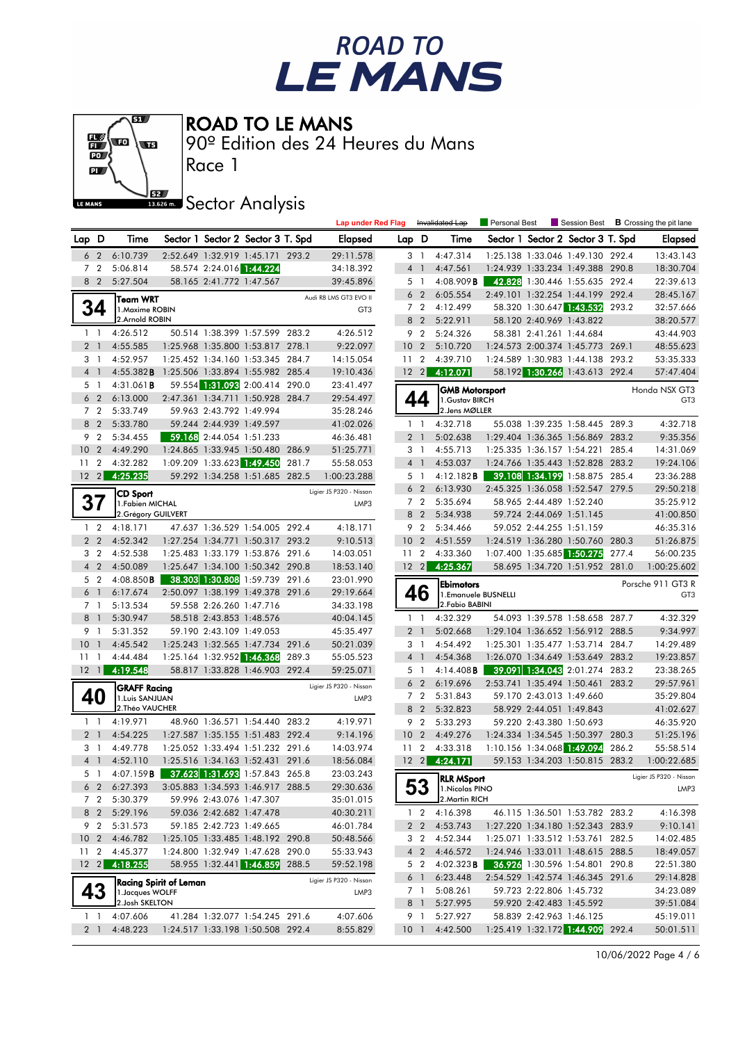# ROAD TO LE MANS

90º Edition des 24 Heures du Mans

Race 1

## Sector Analysis

Lap under Red Flag | ~~Invalidated Lap~~ | Personal Best | Session Best | **B** Crossing the pit lane

| Lap | D | Time | Sector 1 | Sector 2 | Sector 3 | T. Spd | Elapsed |
|---|---|---|---|---|---|---|---|
| 6 | 2 | 6:10.739 | 2:52.649 | 1:32.919 | 1:45.171 | 293.2 | 29:11.578 |
| 7 | 2 | 5:06.814 | 58.574 | 2:24.016 | 1:44.224 | | 34:18.392 |
| 8 | 2 | 5:27.504 | 58.165 | 2:41.772 | 1:47.567 | | 39:45.896 |

**34 — Team WRT** — Audi R8 LMS GT3 EVO II — GT3
1.Maxime ROBIN
2.Arnold ROBIN

| Lap | D | Time | Sector 1 | Sector 2 | Sector 3 | T. Spd | Elapsed |
|---|---|---|---|---|---|---|---|
| 1 | 1 | 4:26.512 | 50.514 | 1:38.399 | 1:57.599 | 283.2 | 4:26.512 |
| 2 | 1 | 4:55.585 | 1:25.968 | 1:35.800 | 1:53.817 | 278.1 | 9:22.097 |
| 3 | 1 | 4:52.957 | 1:25.452 | 1:34.160 | 1:53.345 | 284.7 | 14:15.054 |
| 4 | 1 | 4:55.382 **B** | 1:25.506 | 1:33.894 | 1:55.982 | 285.4 | 19:10.436 |
| 5 | 1 | 4:31.061 **B** | 59.554 | 1:31.093 | 2:00.414 | 290.0 | 23:41.497 |
| 6 | 2 | 6:13.000 | 2:47.361 | 1:34.711 | 1:50.928 | 284.7 | 29:54.497 |
| 7 | 2 | 5:33.749 | 59.963 | 2:43.792 | 1:49.994 | | 35:28.246 |
| 8 | 2 | 5:33.780 | 59.244 | 2:44.939 | 1:49.597 | | 41:02.026 |
| 9 | 2 | 5:34.455 | 59.168 | 2:44.054 | 1:51.233 | | 46:36.481 |
| 10 | 2 | 4:49.290 | 1:24.865 | 1:33.945 | 1:50.480 | 286.9 | 51:25.771 |
| 11 | 2 | 4:32.282 | 1:09.209 | 1:33.623 | 1:49.450 | 281.7 | 55:58.053 |
| 12 | 2 | 4:25.235 | 59.292 | 1:34.258 | 1:51.685 | 282.5 | 1:00:23.288 |

**37 — CD Sport** — Ligier JS P320 - Nissan — LMP3
1.Fabien MICHAL
2.Grégory GUILVERT

| Lap | D | Time | Sector 1 | Sector 2 | Sector 3 | T. Spd | Elapsed |
|---|---|---|---|---|---|---|---|
| 1 | 2 | 4:18.171 | 47.637 | 1:36.529 | 1:54.005 | 292.4 | 4:18.171 |
| 2 | 2 | 4:52.342 | 1:27.254 | 1:34.771 | 1:50.317 | 293.2 | 9:10.513 |
| 3 | 2 | 4:52.538 | 1:25.483 | 1:33.179 | 1:53.876 | 291.6 | 14:03.051 |
| 4 | 2 | 4:50.089 | 1:25.647 | 1:34.100 | 1:50.342 | 290.8 | 18:53.140 |
| 5 | 2 | 4:08.850 **B** | 38.303 | 1:30.808 | 1:59.739 | 291.6 | 23:01.990 |
| 6 | 1 | 6:17.674 | 2:50.097 | 1:38.199 | 1:49.378 | 291.6 | 29:19.664 |
| 7 | 1 | 5:13.534 | 59.558 | 2:26.260 | 1:47.716 | | 34:33.198 |
| 8 | 1 | 5:30.947 | 58.518 | 2:43.853 | 1:48.576 | | 40:04.145 |
| 9 | 1 | 5:31.352 | 59.190 | 2:43.109 | 1:49.053 | | 45:35.497 |
| 10 | 1 | 4:45.542 | 1:25.243 | 1:32.565 | 1:47.734 | 291.6 | 50:21.039 |
| 11 | 1 | 4:44.484 | 1:25.164 | 1:32.952 | 1:46.368 | 289.3 | 55:05.523 |
| 12 | 1 | 4:19.548 | 58.817 | 1:33.828 | 1:46.903 | 292.4 | 59:25.071 |

**40 — GRAFF Racing** — Ligier JS P320 - Nissan — LMP3
1.Luis SANJUAN
2.Théo VAUCHER

| Lap | D | Time | Sector 1 | Sector 2 | Sector 3 | T. Spd | Elapsed |
|---|---|---|---|---|---|---|---|
| 1 | 1 | 4:19.971 | 48.960 | 1:36.571 | 1:54.440 | 283.2 | 4:19.971 |
| 2 | 1 | 4:54.225 | 1:27.587 | 1:35.155 | 1:51.483 | 292.4 | 9:14.196 |
| 3 | 1 | 4:49.778 | 1:25.052 | 1:33.494 | 1:51.232 | 291.6 | 14:03.974 |
| 4 | 1 | 4:52.110 | 1:25.516 | 1:34.163 | 1:52.431 | 291.6 | 18:56.084 |
| 5 | 1 | 4:07.159 **B** | 37.623 | 1:31.693 | 1:57.843 | 265.8 | 23:03.243 |
| 6 | 2 | 6:27.393 | 3:05.883 | 1:34.593 | 1:46.917 | 288.5 | 29:30.636 |
| 7 | 2 | 5:30.379 | 59.996 | 2:43.076 | 1:47.307 | | 35:01.015 |
| 8 | 2 | 5:29.196 | 59.036 | 2:42.682 | 1:47.478 | | 40:30.211 |
| 9 | 2 | 5:31.573 | 59.185 | 2:42.723 | 1:49.665 | | 46:01.784 |
| 10 | 2 | 4:46.782 | 1:25.105 | 1:33.485 | 1:48.192 | 290.8 | 50:48.566 |
| 11 | 2 | 4:45.377 | 1:24.800 | 1:32.949 | 1:47.628 | 290.0 | 55:33.943 |
| 12 | 2 | 4:18.255 | 58.955 | 1:32.441 | 1:46.859 | 288.5 | 59:52.198 |

**43 — Racing Spirit of Leman** — Ligier JS P320 - Nissan — LMP3
1.Jacques WOLFF
2.Josh SKELTON

| Lap | D | Time | Sector 1 | Sector 2 | Sector 3 | T. Spd | Elapsed |
|---|---|---|---|---|---|---|---|
| 1 | 1 | 4:07.606 | 41.284 | 1:32.077 | 1:54.245 | 291.6 | 4:07.606 |
| 2 | 1 | 4:48.223 | 1:24.517 | 1:33.198 | 1:50.508 | 292.4 | 8:55.829 |
| 3 | 1 | 4:47.314 | 1:25.138 | 1:33.046 | 1:49.130 | 292.4 | 13:43.143 |
| 4 | 1 | 4:47.561 | 1:24.939 | 1:33.234 | 1:49.388 | 290.8 | 18:30.704 |
| 5 | 1 | 4:08.909 **B** | 42.828 | 1:30.446 | 1:55.635 | 292.4 | 22:39.613 |
| 6 | 2 | 6:05.554 | 2:49.101 | 1:32.254 | 1:44.199 | 292.4 | 28:45.167 |
| 7 | 2 | 4:12.499 | 58.320 | 1:30.647 | 1:43.532 | 293.2 | 32:57.666 |
| 8 | 2 | 5:22.911 | 58.120 | 2:40.969 | 1:43.822 | | 38:20.577 |
| 9 | 2 | 5:24.326 | 58.381 | 2:41.261 | 1:44.684 | | 43:44.903 |
| 10 | 2 | 5:10.720 | 1:24.573 | 2:00.374 | 1:45.773 | 269.1 | 48:55.623 |
| 11 | 2 | 4:39.710 | 1:24.589 | 1:30.983 | 1:44.138 | 293.2 | 53:35.333 |
| 12 | 2 | 4:12.071 | 58.192 | 1:30.266 | 1:43.613 | 292.4 | 57:47.404 |

**44 — GMB Motorsport** — Honda NSX GT3 — GT3
1.Gustav BIRCH
2.Jens MØLLER

| Lap | D | Time | Sector 1 | Sector 2 | Sector 3 | T. Spd | Elapsed |
|---|---|---|---|---|---|---|---|
| 1 | 1 | 4:32.718 | 55.038 | 1:39.235 | 1:58.445 | 289.3 | 4:32.718 |
| 2 | 1 | 5:02.638 | 1:29.404 | 1:36.365 | 1:56.869 | 283.2 | 9:35.356 |
| 3 | 1 | 4:55.713 | 1:25.335 | 1:36.157 | 1:54.221 | 285.4 | 14:31.069 |
| 4 | 1 | 4:53.037 | 1:24.766 | 1:35.443 | 1:52.828 | 283.2 | 19:24.106 |
| 5 | 1 | 4:12.182 **B** | 39.108 | 1:34.199 | 1:58.875 | 285.4 | 23:36.288 |
| 6 | 2 | 6:13.930 | 2:45.325 | 1:36.058 | 1:52.547 | 279.5 | 29:50.218 |
| 7 | 2 | 5:35.694 | 58.965 | 2:44.489 | 1:52.240 | | 35:25.912 |
| 8 | 2 | 5:34.938 | 59.724 | 2:44.069 | 1:51.145 | | 41:00.850 |
| 9 | 2 | 5:34.466 | 59.052 | 2:44.255 | 1:51.159 | | 46:35.316 |
| 10 | 2 | 4:51.559 | 1:24.519 | 1:36.280 | 1:50.760 | 280.3 | 51:26.875 |
| 11 | 2 | 4:33.360 | 1:07.400 | 1:35.685 | 1:50.275 | 277.4 | 56:00.235 |
| 12 | 2 | 4:25.367 | 58.695 | 1:34.720 | 1:51.952 | 281.0 | 1:00:25.602 |

**46 — Ebimotors** — Porsche 911 GT3 R — GT3
1.Emanuele BUSNELLI
2.Fabio BABINI

| Lap | D | Time | Sector 1 | Sector 2 | Sector 3 | T. Spd | Elapsed |
|---|---|---|---|---|---|---|---|
| 1 | 1 | 4:32.329 | 54.093 | 1:39.578 | 1:58.658 | 287.7 | 4:32.329 |
| 2 | 1 | 5:02.668 | 1:29.104 | 1:36.652 | 1:56.912 | 288.5 | 9:34.997 |
| 3 | 1 | 4:54.492 | 1:25.301 | 1:35.477 | 1:53.714 | 284.7 | 14:29.489 |
| 4 | 1 | 4:54.368 | 1:26.070 | 1:34.649 | 1:53.649 | 283.2 | 19:23.857 |
| 5 | 1 | 4:14.408 **B** | 39.091 | 1:34.043 | 2:01.274 | 283.2 | 23:38.265 |
| 6 | 2 | 6:19.696 | 2:53.741 | 1:35.494 | 1:50.461 | 283.2 | 29:57.961 |
| 7 | 2 | 5:31.843 | 59.170 | 2:43.013 | 1:49.660 | | 35:29.804 |
| 8 | 2 | 5:32.823 | 58.929 | 2:44.051 | 1:49.843 | | 41:02.627 |
| 9 | 2 | 5:33.293 | 59.220 | 2:43.380 | 1:50.693 | | 46:35.920 |
| 10 | 2 | 4:49.276 | 1:24.334 | 1:34.545 | 1:50.397 | 280.3 | 51:25.196 |
| 11 | 2 | 4:33.318 | 1:10.156 | 1:34.068 | 1:49.094 | 286.2 | 55:58.514 |
| 12 | 2 | 4:24.171 | 59.153 | 1:34.203 | 1:50.815 | 283.2 | 1:00:22.685 |

**53 — RLR MSport** — Ligier JS P320 - Nissan — LMP3
1.Nicolas PINO
2.Martin RICH

| Lap | D | Time | Sector 1 | Sector 2 | Sector 3 | T. Spd | Elapsed |
|---|---|---|---|---|---|---|---|
| 1 | 2 | 4:16.398 | 46.115 | 1:36.501 | 1:53.782 | 283.2 | 4:16.398 |
| 2 | 2 | 4:53.743 | 1:27.220 | 1:34.180 | 1:52.343 | 283.9 | 9:10.141 |
| 3 | 2 | 4:52.344 | 1:25.071 | 1:33.512 | 1:53.761 | 282.5 | 14:02.485 |
| 4 | 2 | 4:46.572 | 1:24.946 | 1:33.011 | 1:48.615 | 288.5 | 18:49.057 |
| 5 | 2 | 4:02.323 **B** | 36.926 | 1:30.596 | 1:54.801 | 290.8 | 22:51.380 |
| 6 | 1 | 6:23.448 | 2:54.529 | 1:42.574 | 1:46.345 | 291.6 | 29:14.828 |
| 7 | 1 | 5:08.261 | 59.723 | 2:22.806 | 1:45.732 | | 34:23.089 |
| 8 | 1 | 5:27.995 | 59.920 | 2:42.483 | 1:45.592 | | 39:51.084 |
| 9 | 1 | 5:27.927 | 58.839 | 2:42.963 | 1:46.125 | | 45:19.011 |
| 10 | 1 | 4:42.500 | 1:25.419 | 1:32.172 | 1:44.909 | 292.4 | 50:01.511 |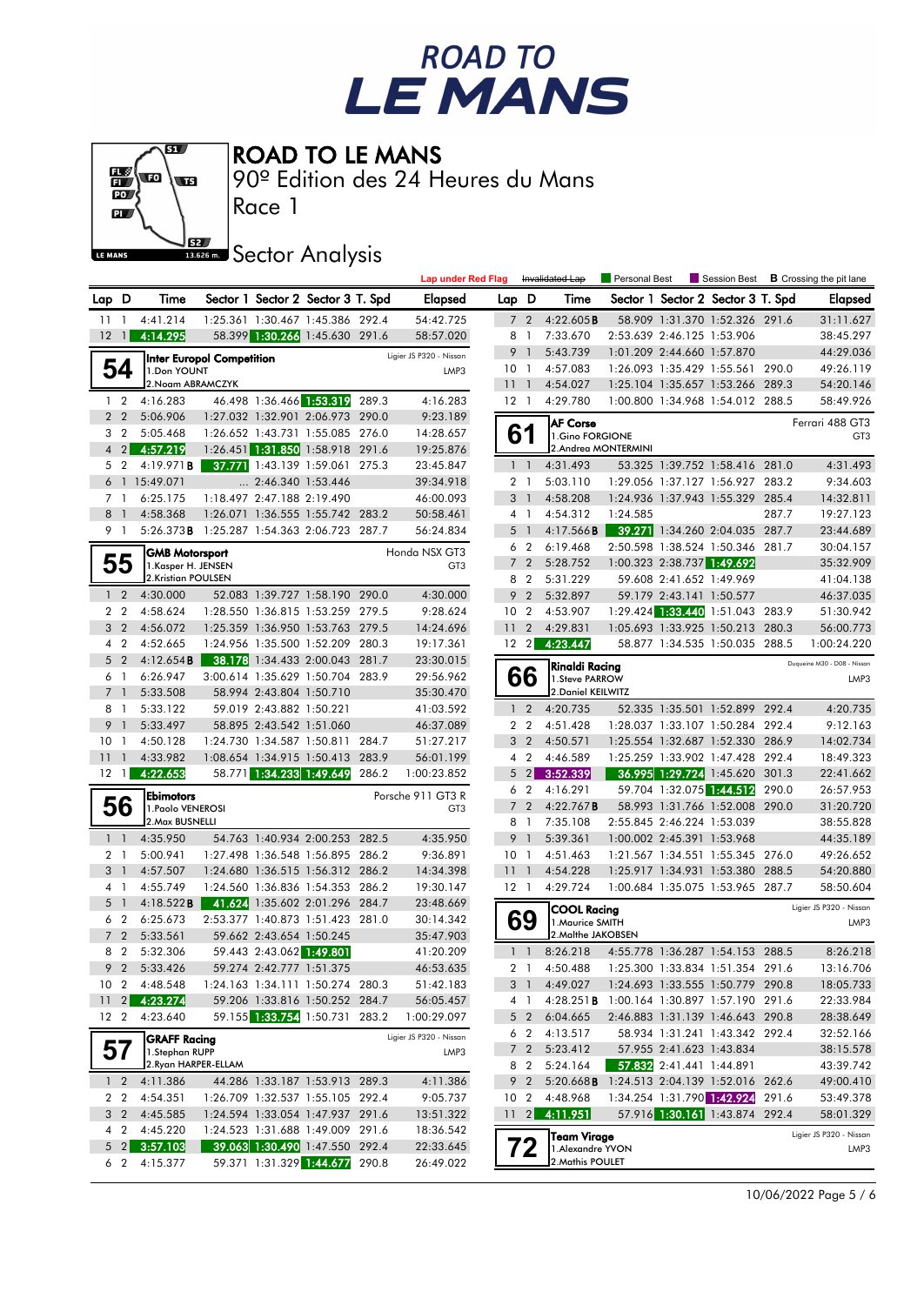# ROAD TO LE MANS

90º Edition des 24 Heures du Mans

Race 1

## Sector Analysis

Lap under Red Flag | ~~Invalidated Lap~~ | Personal Best | Session Best | **B** Crossing the pit lane

| Lap | D | Time | Sector 1 | Sector 2 | Sector 3 | T. Spd | Elapsed |
|---|---|---|---|---|---|---|---|
| 11 | 1 | 4:41.214 | 1:25.361 | 1:30.467 | 1:45.386 | 292.4 | 54:42.725 |
| 12 | 1 | 4:14.295 | 58.399 | 1:30.266 | 1:45.630 | 291.6 | 58:57.020 |

### 54 — Inter Europol Competition — Ligier JS P320 - Nissan — LMP3
1.Don YOUNT
2.Noam ABRAMCZYK

| Lap | D | Time | Sector 1 | Sector 2 | Sector 3 | T. Spd | Elapsed |
|---|---|---|---|---|---|---|---|
| 1 | 2 | 4:16.283 | 46.498 | 1:36.466 | 1:53.319 | 289.3 | 4:16.283 |
| 2 | 2 | 5:06.906 | 1:27.032 | 1:32.901 | 2:06.973 | 290.0 | 9:23.189 |
| 3 | 2 | 5:05.468 | 1:26.652 | 1:43.731 | 1:55.085 | 276.0 | 14:28.657 |
| 4 | 2 | 4:57.219 | 1:26.451 | 1:31.850 | 1:58.918 | 291.6 | 19:25.876 |
| 5 | 2 | 4:19.971 **B** | 37.771 | 1:43.139 | 1:59.061 | 275.3 | 23:45.847 |
| 6 | 1 | 15:49.071 | ... | 2:46.340 | 1:53.446 | | 39:34.918 |
| 7 | 1 | 6:25.175 | 1:18.497 | 2:47.188 | 2:19.490 | | 46:00.093 |
| 8 | 1 | 4:58.368 | 1:26.071 | 1:36.555 | 1:55.742 | 283.2 | 50:58.461 |
| 9 | 1 | 5:26.373 **B** | 1:25.287 | 1:54.363 | 2:06.723 | 287.7 | 56:24.834 |

### 55 — GMB Motorsport — Honda NSX GT3 — GT3
1.Kasper H. JENSEN
2.Kristian POULSEN

| Lap | D | Time | Sector 1 | Sector 2 | Sector 3 | T. Spd | Elapsed |
|---|---|---|---|---|---|---|---|
| 1 | 2 | 4:30.000 | 52.083 | 1:39.727 | 1:58.190 | 290.0 | 4:30.000 |
| 2 | 2 | 4:58.624 | 1:28.550 | 1:36.815 | 1:53.259 | 279.5 | 9:28.624 |
| 3 | 2 | 4:56.072 | 1:25.359 | 1:36.950 | 1:53.763 | 279.5 | 14:24.696 |
| 4 | 2 | 4:52.665 | 1:24.956 | 1:35.500 | 1:52.209 | 280.3 | 19:17.361 |
| 5 | 2 | 4:12.654 **B** | 38.178 | 1:34.433 | 2:00.043 | 281.7 | 23:30.015 |
| 6 | 1 | 6:26.947 | 3:00.614 | 1:35.629 | 1:50.704 | 283.9 | 29:56.962 |
| 7 | 1 | 5:33.508 | 58.994 | 2:43.804 | 1:50.710 | | 35:30.470 |
| 8 | 1 | 5:33.122 | 59.019 | 2:43.882 | 1:50.221 | | 41:03.592 |
| 9 | 1 | 5:33.497 | 58.895 | 2:43.542 | 1:51.060 | | 46:37.089 |
| 10 | 1 | 4:50.128 | 1:24.730 | 1:34.587 | 1:50.811 | 284.7 | 51:27.217 |
| 11 | 1 | 4:33.982 | 1:08.654 | 1:34.915 | 1:50.413 | 283.9 | 56:01.199 |
| 12 | 1 | 4:22.653 | 58.771 | 1:34.233 | 1:49.649 | 286.2 | 1:00:23.852 |

### 56 — Ebimotors — Porsche 911 GT3 R — GT3
1.Paolo VENEROSI
2.Max BUSNELLI

| Lap | D | Time | Sector 1 | Sector 2 | Sector 3 | T. Spd | Elapsed |
|---|---|---|---|---|---|---|---|
| 1 | 1 | 4:35.950 | 54.763 | 1:40.934 | 2:00.253 | 282.5 | 4:35.950 |
| 2 | 1 | 5:00.941 | 1:27.498 | 1:36.548 | 1:56.895 | 286.2 | 9:36.891 |
| 3 | 1 | 4:57.507 | 1:24.680 | 1:36.515 | 1:56.312 | 286.2 | 14:34.398 |
| 4 | 1 | 4:55.749 | 1:24.560 | 1:36.836 | 1:54.353 | 286.2 | 19:30.147 |
| 5 | 1 | 4:18.522 **B** | 41.624 | 1:35.602 | 2:01.296 | 284.7 | 23:48.669 |
| 6 | 2 | 6:25.673 | 2:53.377 | 1:40.873 | 1:51.423 | 281.0 | 30:14.342 |
| 7 | 2 | 5:33.561 | 59.662 | 2:43.654 | 1:50.245 | | 35:47.903 |
| 8 | 2 | 5:32.306 | 59.443 | 2:43.062 | 1:49.801 | | 41:20.209 |
| 9 | 2 | 5:33.426 | 59.274 | 2:42.777 | 1:51.375 | | 46:53.635 |
| 10 | 2 | 4:48.548 | 1:24.163 | 1:34.111 | 1:50.274 | 280.3 | 51:42.183 |
| 11 | 2 | 4:23.274 | 59.206 | 1:33.816 | 1:50.252 | 284.7 | 56:05.457 |
| 12 | 2 | 4:23.640 | 59.155 | 1:33.754 | 1:50.731 | 283.2 | 1:00:29.097 |

### 57 — GRAFF Racing — Ligier JS P320 - Nissan — LMP3
1.Stephan RUPP
2.Ryan HARPER-ELLAM

| Lap | D | Time | Sector 1 | Sector 2 | Sector 3 | T. Spd | Elapsed |
|---|---|---|---|---|---|---|---|
| 1 | 2 | 4:11.386 | 44.286 | 1:33.187 | 1:53.913 | 289.3 | 4:11.386 |
| 2 | 2 | 4:54.351 | 1:26.709 | 1:32.537 | 1:55.105 | 292.4 | 9:05.737 |
| 3 | 2 | 4:45.585 | 1:24.594 | 1:33.054 | 1:47.937 | 291.6 | 13:51.322 |
| 4 | 2 | 4:45.220 | 1:24.523 | 1:31.688 | 1:49.009 | 291.6 | 18:36.542 |
| 5 | 2 | 3:57.103 | 39.063 | 1:30.490 | 1:47.550 | 292.4 | 22:33.645 |
| 6 | 2 | 4:15.377 | 59.371 | 1:31.329 | 1:44.677 | 290.8 | 26:49.022 |
| 7 | 2 | 4:22.605 **B** | 58.909 | 1:31.370 | 1:52.326 | 291.6 | 31:11.627 |
| 8 | 1 | 7:33.670 | 2:53.639 | 2:46.125 | 1:53.906 | | 38:45.297 |
| 9 | 1 | 5:43.739 | 1:01.209 | 2:44.660 | 1:57.870 | | 44:29.036 |
| 10 | 1 | 4:57.083 | 1:26.093 | 1:35.429 | 1:55.561 | 290.0 | 49:26.119 |
| 11 | 1 | 4:54.027 | 1:25.104 | 1:35.657 | 1:53.266 | 289.3 | 54:20.146 |
| 12 | 1 | 4:29.780 | 1:00.800 | 1:34.968 | 1:54.012 | 288.5 | 58:49.926 |

### 61 — AF Corse — Ferrari 488 GT3 — GT3
1.Gino FORGIONE
2.Andrea MONTERMINI

| Lap | D | Time | Sector 1 | Sector 2 | Sector 3 | T. Spd | Elapsed |
|---|---|---|---|---|---|---|---|
| 1 | 1 | 4:31.493 | 53.325 | 1:39.752 | 1:58.416 | 281.0 | 4:31.493 |
| 2 | 1 | 5:03.110 | 1:29.056 | 1:37.127 | 1:56.927 | 283.2 | 9:34.603 |
| 3 | 1 | 4:58.208 | 1:24.936 | 1:37.943 | 1:55.329 | 285.4 | 14:32.811 |
| 4 | 1 | 4:54.312 | 1:24.585 | | | 287.7 | 19:27.123 |
| 5 | 1 | 4:17.566 **B** | 39.271 | 1:34.260 | 2:04.035 | 287.7 | 23:44.689 |
| 6 | 2 | 6:19.468 | 2:50.598 | 1:38.524 | 1:50.346 | 281.7 | 30:04.157 |
| 7 | 2 | 5:28.752 | 1:00.323 | 2:38.737 | 1:49.692 | | 35:32.909 |
| 8 | 2 | 5:31.229 | 59.608 | 2:41.652 | 1:49.969 | | 41:04.138 |
| 9 | 2 | 5:32.897 | 59.179 | 2:43.141 | 1:50.577 | | 46:37.035 |
| 10 | 2 | 4:53.907 | 1:29.424 | 1:33.440 | 1:51.043 | 283.9 | 51:30.942 |
| 11 | 2 | 4:29.831 | 1:05.693 | 1:33.925 | 1:50.213 | 280.3 | 56:00.773 |
| 12 | 2 | 4:23.447 | 58.877 | 1:34.535 | 1:50.035 | 288.5 | 1:00:24.220 |

### 66 — Rinaldi Racing — Duqueine M30 - D08 - Nissan — LMP3
1.Steve PARROW
2.Daniel KEILWITZ

| Lap | D | Time | Sector 1 | Sector 2 | Sector 3 | T. Spd | Elapsed |
|---|---|---|---|---|---|---|---|
| 1 | 2 | 4:20.735 | 52.335 | 1:35.501 | 1:52.899 | 292.4 | 4:20.735 |
| 2 | 2 | 4:51.428 | 1:28.037 | 1:33.107 | 1:50.284 | 292.4 | 9:12.163 |
| 3 | 2 | 4:50.571 | 1:25.554 | 1:32.687 | 1:52.330 | 286.9 | 14:02.734 |
| 4 | 2 | 4:46.589 | 1:25.259 | 1:33.902 | 1:47.428 | 292.4 | 18:49.323 |
| 5 | 2 | 3:52.339 | 36.995 | 1:29.724 | 1:45.620 | 301.3 | 22:41.662 |
| 6 | 2 | 4:16.291 | 59.704 | 1:32.075 | 1:44.512 | 290.0 | 26:57.953 |
| 7 | 2 | 4:22.767 **B** | 58.993 | 1:31.766 | 1:52.008 | 290.0 | 31:20.720 |
| 8 | 1 | 7:35.108 | 2:55.845 | 2:46.224 | 1:53.039 | | 38:55.828 |
| 9 | 1 | 5:39.361 | 1:00.002 | 2:45.391 | 1:53.968 | | 44:35.189 |
| 10 | 1 | 4:51.463 | 1:21.567 | 1:34.551 | 1:55.345 | 276.0 | 49:26.652 |
| 11 | 1 | 4:54.228 | 1:25.917 | 1:34.931 | 1:53.380 | 288.5 | 54:20.880 |
| 12 | 1 | 4:29.724 | 1:00.684 | 1:35.075 | 1:53.965 | 287.7 | 58:50.604 |

### 69 — COOL Racing — Ligier JS P320 - Nissan — LMP3
1.Maurice SMITH
2.Malthe JAKOBSEN

| Lap | D | Time | Sector 1 | Sector 2 | Sector 3 | T. Spd | Elapsed |
|---|---|---|---|---|---|---|---|
| 1 | 1 | 8:26.218 | 4:55.778 | 1:36.287 | 1:54.153 | 288.5 | 8:26.218 |
| 2 | 1 | 4:50.488 | 1:25.300 | 1:33.834 | 1:51.354 | 291.6 | 13:16.706 |
| 3 | 1 | 4:49.027 | 1:24.693 | 1:33.555 | 1:50.779 | 290.8 | 18:05.733 |
| 4 | 1 | 4:28.251 **B** | 1:00.164 | 1:30.897 | 1:57.190 | 291.6 | 22:33.984 |
| 5 | 2 | 6:04.665 | 2:46.883 | 1:31.139 | 1:46.643 | 290.8 | 28:38.649 |
| 6 | 2 | 4:13.517 | 58.934 | 1:31.241 | 1:43.342 | 292.4 | 32:52.166 |
| 7 | 2 | 5:23.412 | 57.955 | 2:41.623 | 1:43.834 | | 38:15.578 |
| 8 | 2 | 5:24.164 | 57.832 | 2:41.441 | 1:44.891 | | 43:39.742 |
| 9 | 2 | 5:20.668 **B** | 1:24.513 | 2:04.139 | 1:52.016 | 262.6 | 49:00.410 |
| 10 | 2 | 4:48.968 | 1:34.254 | 1:31.790 | 1:42.924 | 291.6 | 53:49.378 |
| 11 | 2 | 4:11.951 | 57.916 | 1:30.161 | 1:43.874 | 292.4 | 58:01.329 |

### 72 — Team Virage — Ligier JS P320 - Nissan — LMP3
1.Alexandre YVON
2.Mathis POULET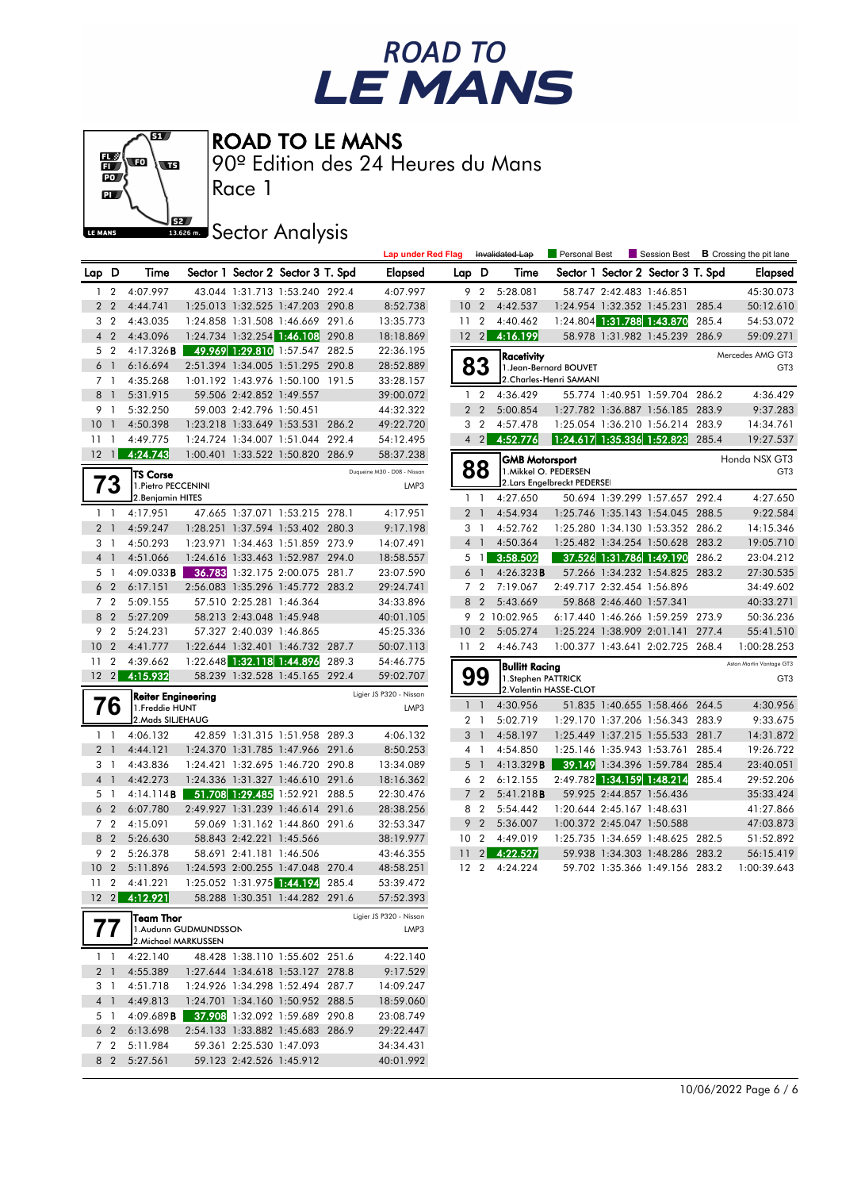# ROAD TO LE MANS

90º Edition des 24 Heures du Mans

Race 1

## Sector Analysis

Lap under Red Flag | ~~Invalidated Lap~~ | Personal Best | Session Best | **B** Crossing the pit lane

| Lap | D | Time | Sector 1 | Sector 2 | Sector 3 | T. Spd | Elapsed |
|---|---|---|---|---|---|---|---|
| 1 | 2 | 4:07.997 | 43.044 | 1:31.713 | 1:53.240 | 292.4 | 4:07.997 |
| 2 | 2 | 4:44.741 | 1:25.013 | 1:32.525 | 1:47.203 | 290.8 | 8:52.738 |
| 3 | 2 | 4:43.035 | 1:24.858 | 1:31.508 | 1:46.669 | 291.6 | 13:35.773 |
| 4 | 2 | 4:43.096 | 1:24.734 | 1:32.254 | 1:46.108 | 290.8 | 18:18.869 |
| 5 | 2 | 4:17.326**B** | 49.969 | 1:29.810 | 1:57.547 | 282.5 | 22:36.195 |
| 6 | 1 | 6:16.694 | 2:51.394 | 1:34.005 | 1:51.295 | 290.8 | 28:52.889 |
| 7 | 1 | 4:35.268 | 1:01.192 | 1:43.976 | 1:50.100 | 191.5 | 33:28.157 |
| 8 | 1 | 5:31.915 | 59.506 | 2:42.852 | 1:49.557 | | 39:00.072 |
| 9 | 1 | 5:32.250 | 59.003 | 2:42.796 | 1:50.451 | | 44:32.322 |
| 10 | 1 | 4:50.398 | 1:23.218 | 1:33.649 | 1:53.531 | 286.2 | 49:22.720 |
| 11 | 1 | 4:49.775 | 1:24.724 | 1:34.007 | 1:51.044 | 292.4 | 54:12.495 |
| 12 | 1 | 4:24.743 | 1:00.401 | 1:33.522 | 1:50.820 | 286.9 | 58:37.238 |

### 73 TS Corse — Duqueine M30 - D08 - Nissan — LMP3
1.Pietro PECCENINI
2.Benjamin HITES

| Lap | D | Time | Sector 1 | Sector 2 | Sector 3 | T. Spd | Elapsed |
|---|---|---|---|---|---|---|---|
| 1 | 1 | 4:17.951 | 47.665 | 1:37.071 | 1:53.215 | 278.1 | 4:17.951 |
| 2 | 1 | 4:59.247 | 1:28.251 | 1:37.594 | 1:53.402 | 280.3 | 9:17.198 |
| 3 | 1 | 4:50.293 | 1:23.971 | 1:34.463 | 1:51.859 | 273.9 | 14:07.491 |
| 4 | 1 | 4:51.066 | 1:24.616 | 1:33.463 | 1:52.987 | 294.0 | 18:58.557 |
| 5 | 1 | 4:09.033**B** | 36.783 | 1:32.175 | 2:00.075 | 281.7 | 23:07.590 |
| 6 | 2 | 6:17.151 | 2:56.083 | 1:35.296 | 1:45.772 | 283.2 | 29:24.741 |
| 7 | 2 | 5:09.155 | 57.510 | 2:25.281 | 1:46.364 | | 34:33.896 |
| 8 | 2 | 5:27.209 | 58.213 | 2:43.048 | 1:45.948 | | 40:01.105 |
| 9 | 2 | 5:24.231 | 57.327 | 2:40.039 | 1:46.865 | | 45:25.336 |
| 10 | 2 | 4:41.777 | 1:22.644 | 1:32.401 | 1:46.732 | 287.7 | 50:07.113 |
| 11 | 2 | 4:39.662 | 1:22.648 | 1:32.118 | 1:44.896 | 289.3 | 54:46.775 |
| 12 | 2 | 4:15.932 | 58.239 | 1:32.528 | 1:45.165 | 292.4 | 59:02.707 |

### 76 Reiter Engineering — Ligier JS P320 - Nissan — LMP3
1.Freddie HUNT
2.Mads SILJEHAUG

| Lap | D | Time | Sector 1 | Sector 2 | Sector 3 | T. Spd | Elapsed |
|---|---|---|---|---|---|---|---|
| 1 | 1 | 4:06.132 | 42.859 | 1:31.315 | 1:51.958 | 289.3 | 4:06.132 |
| 2 | 1 | 4:44.121 | 1:24.370 | 1:31.785 | 1:47.966 | 291.6 | 8:50.253 |
| 3 | 1 | 4:43.836 | 1:24.421 | 1:32.695 | 1:46.720 | 290.8 | 13:34.089 |
| 4 | 1 | 4:42.273 | 1:24.336 | 1:31.327 | 1:46.610 | 291.6 | 18:16.362 |
| 5 | 1 | 4:14.114**B** | 51.708 | 1:29.485 | 1:52.921 | 288.5 | 22:30.476 |
| 6 | 2 | 6:07.780 | 2:49.927 | 1:31.239 | 1:46.614 | 291.6 | 28:38.256 |
| 7 | 2 | 4:15.091 | 59.069 | 1:31.162 | 1:44.860 | 291.6 | 32:53.347 |
| 8 | 2 | 5:26.630 | 58.843 | 2:42.221 | 1:45.566 | | 38:19.977 |
| 9 | 2 | 5:26.378 | 58.691 | 2:41.181 | 1:46.506 | | 43:46.355 |
| 10 | 2 | 5:11.896 | 1:24.593 | 2:00.255 | 1:47.048 | 270.4 | 48:58.251 |
| 11 | 2 | 4:41.221 | 1:25.052 | 1:31.975 | 1:44.194 | 285.4 | 53:39.472 |
| 12 | 2 | 4:12.921 | 58.288 | 1:30.351 | 1:44.282 | 291.6 | 57:52.393 |

### 77 Team Thor — Ligier JS P320 - Nissan — LMP3
1.Audunn GUDMUNDSSON
2.Michael MARKUSSEN

| Lap | D | Time | Sector 1 | Sector 2 | Sector 3 | T. Spd | Elapsed |
|---|---|---|---|---|---|---|---|
| 1 | 1 | 4:22.140 | 48.428 | 1:38.110 | 1:55.602 | 251.6 | 4:22.140 |
| 2 | 1 | 4:55.389 | 1:27.644 | 1:34.618 | 1:53.127 | 278.8 | 9:17.529 |
| 3 | 1 | 4:51.718 | 1:24.926 | 1:34.298 | 1:52.494 | 287.7 | 14:09.247 |
| 4 | 1 | 4:49.813 | 1:24.701 | 1:34.160 | 1:50.952 | 288.5 | 18:59.060 |
| 5 | 1 | 4:09.689**B** | 37.908 | 1:32.092 | 1:59.689 | 290.8 | 23:08.749 |
| 6 | 2 | 6:13.698 | 2:54.133 | 1:33.882 | 1:45.683 | 286.9 | 29:22.447 |
| 7 | 2 | 5:11.984 | 59.361 | 2:25.530 | 1:47.093 | | 34:34.431 |
| 8 | 2 | 5:27.561 | 59.123 | 2:42.526 | 1:45.912 | | 40:01.992 |
| 9 | 2 | 5:28.081 | 58.747 | 2:42.483 | 1:46.851 | | 45:30.073 |
| 10 | 2 | 4:42.537 | 1:24.954 | 1:32.352 | 1:45.231 | 285.4 | 50:12.610 |
| 11 | 2 | 4:40.462 | 1:24.804 | 1:31.788 | 1:43.870 | 285.4 | 54:53.072 |
| 12 | 2 | 4:16.199 | 58.978 | 1:31.982 | 1:45.239 | 286.9 | 59:09.271 |

### 83 Racetivity — Mercedes AMG GT3 — GT3
1.Jean-Bernard BOUVET
2.Charles-Henri SAMANI

| Lap | D | Time | Sector 1 | Sector 2 | Sector 3 | T. Spd | Elapsed |
|---|---|---|---|---|---|---|---|
| 1 | 2 | 4:36.429 | 55.774 | 1:40.951 | 1:59.704 | 286.2 | 4:36.429 |
| 2 | 2 | 5:00.854 | 1:27.782 | 1:36.887 | 1:56.185 | 283.9 | 9:37.283 |
| 3 | 2 | 4:57.478 | 1:25.054 | 1:36.210 | 1:56.214 | 283.9 | 14:34.761 |
| 4 | 2 | 4:52.776 | 1:24.617 | 1:35.336 | 1:52.823 | 285.4 | 19:27.537 |

### 88 GMB Motorsport — Honda NSX GT3 — GT3
1.Mikkel O. PEDERSEN
2.Lars Engelbreckt PEDERSEN

| Lap | D | Time | Sector 1 | Sector 2 | Sector 3 | T. Spd | Elapsed |
|---|---|---|---|---|---|---|---|
| 1 | 1 | 4:27.650 | 50.694 | 1:39.299 | 1:57.657 | 292.4 | 4:27.650 |
| 2 | 1 | 4:54.934 | 1:25.746 | 1:35.143 | 1:54.045 | 288.5 | 9:22.584 |
| 3 | 1 | 4:52.762 | 1:25.280 | 1:34.130 | 1:53.352 | 286.2 | 14:15.346 |
| 4 | 1 | 4:50.364 | 1:25.482 | 1:34.254 | 1:50.628 | 283.2 | 19:05.710 |
| 5 | 1 | 3:58.502 | 37.526 | 1:31.786 | 1:49.190 | 286.2 | 23:04.212 |
| 6 | 1 | 4:26.323**B** | 57.266 | 1:34.232 | 1:54.825 | 283.2 | 27:30.535 |
| 7 | 2 | 7:19.067 | 2:49.717 | 2:32.454 | 1:56.896 | | 34:49.602 |
| 8 | 2 | 5:43.669 | 59.868 | 2:46.460 | 1:57.341 | | 40:33.271 |
| 9 | 2 | 10:02.965 | 6:17.440 | 1:46.266 | 1:59.259 | 273.9 | 50:36.236 |
| 10 | 2 | 5:05.274 | 1:25.224 | 1:38.909 | 2:01.141 | 277.4 | 55:41.510 |
| 11 | 2 | 4:46.743 | 1:00.377 | 1:43.641 | 2:02.725 | 268.4 | 1:00:28.253 |

### 99 Bullitt Racing — Aston Martin Vantage GT3 — GT3
1.Stephen PATTRICK
2.Valentin HASSE-CLOT

| Lap | D | Time | Sector 1 | Sector 2 | Sector 3 | T. Spd | Elapsed |
|---|---|---|---|---|---|---|---|
| 1 | 1 | 4:30.956 | 51.835 | 1:40.655 | 1:58.466 | 264.5 | 4:30.956 |
| 2 | 1 | 5:02.719 | 1:29.170 | 1:37.206 | 1:56.343 | 283.9 | 9:33.675 |
| 3 | 1 | 4:58.197 | 1:25.449 | 1:37.215 | 1:55.533 | 281.7 | 14:31.872 |
| 4 | 1 | 4:54.850 | 1:25.146 | 1:35.943 | 1:53.761 | 285.4 | 19:26.722 |
| 5 | 1 | 4:13.329**B** | 39.149 | 1:34.396 | 1:59.784 | 285.4 | 23:40.051 |
| 6 | 2 | 6:12.155 | 2:49.782 | 1:34.159 | 1:48.214 | 285.4 | 29:52.206 |
| 7 | 2 | 5:41.218**B** | 59.925 | 2:44.857 | 1:56.436 | | 35:33.424 |
| 8 | 2 | 5:54.442 | 1:20.644 | 2:45.167 | 1:48.631 | | 41:27.866 |
| 9 | 2 | 5:36.007 | 1:00.372 | 2:45.047 | 1:50.588 | | 47:03.873 |
| 10 | 2 | 4:49.019 | 1:25.735 | 1:34.659 | 1:48.625 | 282.5 | 51:52.892 |
| 11 | 2 | 4:22.527 | 59.938 | 1:34.303 | 1:48.286 | 283.2 | 56:15.419 |
| 12 | 2 | 4:24.224 | 59.702 | 1:35.366 | 1:49.156 | 283.2 | 1:00:39.643 |

10/06/2022